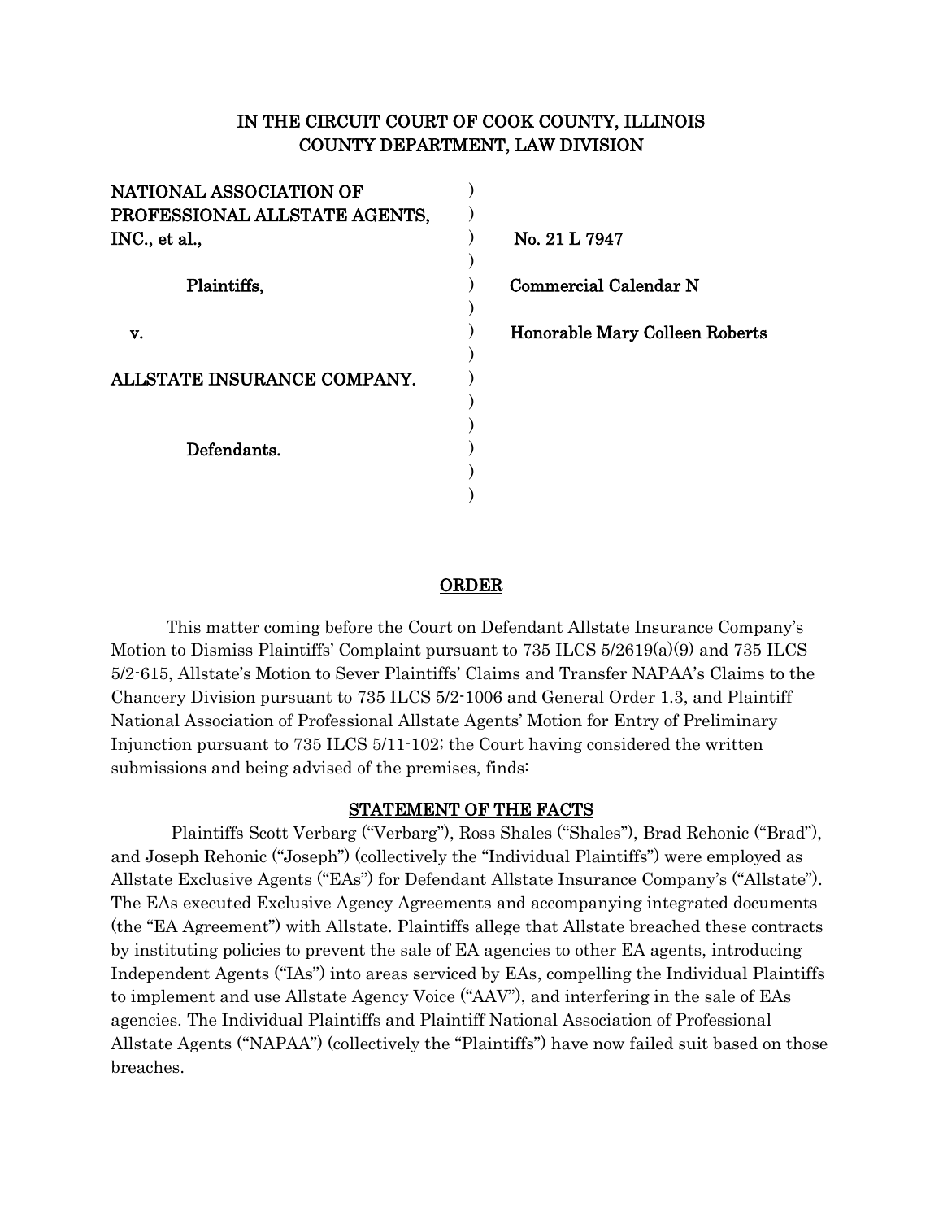# IN THE CIRCUIT COURT OF COOK COUNTY, ILLINOIS
## COUNTY DEPARTMENT, LAW DIVISION

| | | |
|---|---|---|
| NATIONAL ASSOCIATION OF PROFESSIONAL ALLSTATE AGENTS, INC., et al., | ) | No. 21 L 7947 |
| Plaintiffs, | ) | Commercial Calendar N |
| v. | ) | Honorable Mary Colleen Roberts |
| ALLSTATE INSURANCE COMPANY. | ) | |
| Defendants. | ) | |

## ORDER

This matter coming before the Court on Defendant Allstate Insurance Company's Motion to Dismiss Plaintiffs' Complaint pursuant to 735 ILCS 5/2619(a)(9) and 735 ILCS 5/2-615, Allstate's Motion to Sever Plaintiffs' Claims and Transfer NAPAA's Claims to the Chancery Division pursuant to 735 ILCS 5/2-1006 and General Order 1.3, and Plaintiff National Association of Professional Allstate Agents' Motion for Entry of Preliminary Injunction pursuant to 735 ILCS 5/11-102; the Court having considered the written submissions and being advised of the premises, finds:

## STATEMENT OF THE FACTS

Plaintiffs Scott Verbarg ("Verbarg"), Ross Shales ("Shales"), Brad Rehonic ("Brad"), and Joseph Rehonic ("Joseph") (collectively the "Individual Plaintiffs") were employed as Allstate Exclusive Agents ("EAs") for Defendant Allstate Insurance Company's ("Allstate"). The EAs executed Exclusive Agency Agreements and accompanying integrated documents (the "EA Agreement") with Allstate. Plaintiffs allege that Allstate breached these contracts by instituting policies to prevent the sale of EA agencies to other EA agents, introducing Independent Agents ("IAs") into areas serviced by EAs, compelling the Individual Plaintiffs to implement and use Allstate Agency Voice ("AAV"), and interfering in the sale of EAs agencies. The Individual Plaintiffs and Plaintiff National Association of Professional Allstate Agents ("NAPAA") (collectively the "Plaintiffs") have now failed suit based on those breaches.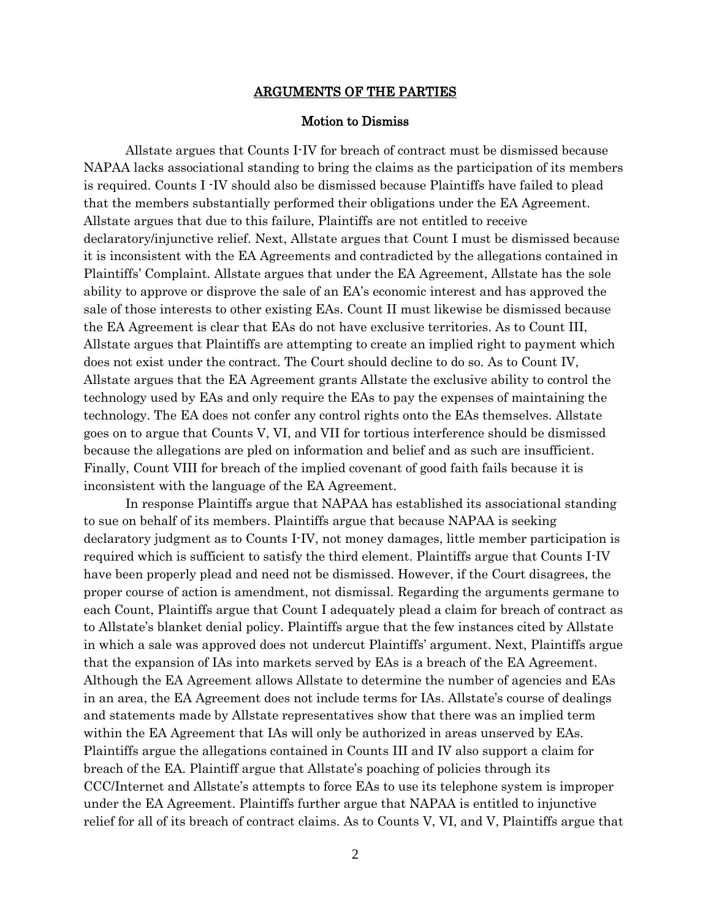## ARGUMENTS OF THE PARTIES

### Motion to Dismiss

Allstate argues that Counts I-IV for breach of contract must be dismissed because NAPAA lacks associational standing to bring the claims as the participation of its members is required. Counts I -IV should also be dismissed because Plaintiffs have failed to plead that the members substantially performed their obligations under the EA Agreement. Allstate argues that due to this failure, Plaintiffs are not entitled to receive declaratory/injunctive relief. Next, Allstate argues that Count I must be dismissed because it is inconsistent with the EA Agreements and contradicted by the allegations contained in Plaintiffs' Complaint. Allstate argues that under the EA Agreement, Allstate has the sole ability to approve or disprove the sale of an EA's economic interest and has approved the sale of those interests to other existing EAs. Count II must likewise be dismissed because the EA Agreement is clear that EAs do not have exclusive territories. As to Count III, Allstate argues that Plaintiffs are attempting to create an implied right to payment which does not exist under the contract. The Court should decline to do so. As to Count IV, Allstate argues that the EA Agreement grants Allstate the exclusive ability to control the technology used by EAs and only require the EAs to pay the expenses of maintaining the technology. The EA does not confer any control rights onto the EAs themselves. Allstate goes on to argue that Counts V, VI, and VII for tortious interference should be dismissed because the allegations are pled on information and belief and as such are insufficient. Finally, Count VIII for breach of the implied covenant of good faith fails because it is inconsistent with the language of the EA Agreement.

In response Plaintiffs argue that NAPAA has established its associational standing to sue on behalf of its members. Plaintiffs argue that because NAPAA is seeking declaratory judgment as to Counts I-IV, not money damages, little member participation is required which is sufficient to satisfy the third element. Plaintiffs argue that Counts I-IV have been properly plead and need not be dismissed. However, if the Court disagrees, the proper course of action is amendment, not dismissal. Regarding the arguments germane to each Count, Plaintiffs argue that Count I adequately plead a claim for breach of contract as to Allstate's blanket denial policy. Plaintiffs argue that the few instances cited by Allstate in which a sale was approved does not undercut Plaintiffs' argument. Next, Plaintiffs argue that the expansion of IAs into markets served by EAs is a breach of the EA Agreement. Although the EA Agreement allows Allstate to determine the number of agencies and EAs in an area, the EA Agreement does not include terms for IAs. Allstate's course of dealings and statements made by Allstate representatives show that there was an implied term within the EA Agreement that IAs will only be authorized in areas unserved by EAs. Plaintiffs argue the allegations contained in Counts III and IV also support a claim for breach of the EA. Plaintiff argue that Allstate's poaching of policies through its CCC/Internet and Allstate's attempts to force EAs to use its telephone system is improper under the EA Agreement. Plaintiffs further argue that NAPAA is entitled to injunctive relief for all of its breach of contract claims. As to Counts V, VI, and V, Plaintiffs argue that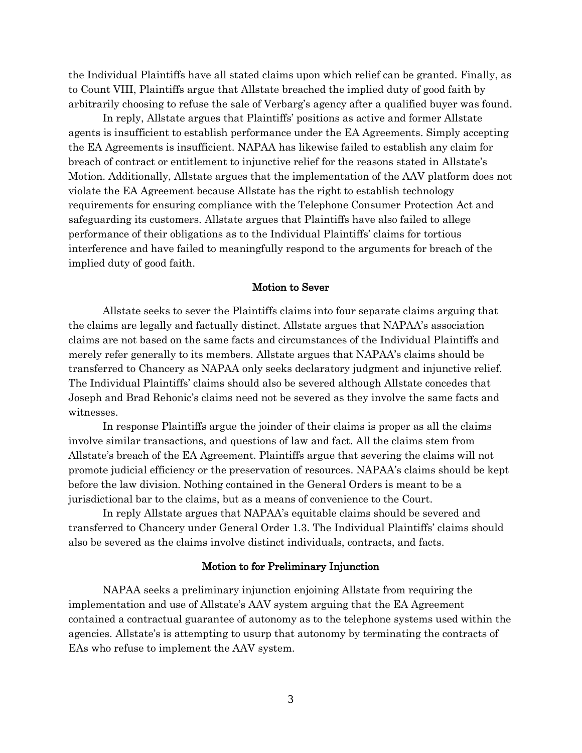the Individual Plaintiffs have all stated claims upon which relief can be granted. Finally, as to Count VIII, Plaintiffs argue that Allstate breached the implied duty of good faith by arbitrarily choosing to refuse the sale of Verbarg's agency after a qualified buyer was found.

In reply, Allstate argues that Plaintiffs' positions as active and former Allstate agents is insufficient to establish performance under the EA Agreements. Simply accepting the EA Agreements is insufficient. NAPAA has likewise failed to establish any claim for breach of contract or entitlement to injunctive relief for the reasons stated in Allstate's Motion. Additionally, Allstate argues that the implementation of the AAV platform does not violate the EA Agreement because Allstate has the right to establish technology requirements for ensuring compliance with the Telephone Consumer Protection Act and safeguarding its customers. Allstate argues that Plaintiffs have also failed to allege performance of their obligations as to the Individual Plaintiffs' claims for tortious interference and have failed to meaningfully respond to the arguments for breach of the implied duty of good faith.

## Motion to Sever

Allstate seeks to sever the Plaintiffs claims into four separate claims arguing that the claims are legally and factually distinct. Allstate argues that NAPAA's association claims are not based on the same facts and circumstances of the Individual Plaintiffs and merely refer generally to its members. Allstate argues that NAPAA's claims should be transferred to Chancery as NAPAA only seeks declaratory judgment and injunctive relief. The Individual Plaintiffs' claims should also be severed although Allstate concedes that Joseph and Brad Rehonic's claims need not be severed as they involve the same facts and witnesses.

In response Plaintiffs argue the joinder of their claims is proper as all the claims involve similar transactions, and questions of law and fact. All the claims stem from Allstate's breach of the EA Agreement. Plaintiffs argue that severing the claims will not promote judicial efficiency or the preservation of resources. NAPAA's claims should be kept before the law division. Nothing contained in the General Orders is meant to be a jurisdictional bar to the claims, but as a means of convenience to the Court.

In reply Allstate argues that NAPAA's equitable claims should be severed and transferred to Chancery under General Order 1.3. The Individual Plaintiffs' claims should also be severed as the claims involve distinct individuals, contracts, and facts.

## Motion to for Preliminary Injunction

NAPAA seeks a preliminary injunction enjoining Allstate from requiring the implementation and use of Allstate's AAV system arguing that the EA Agreement contained a contractual guarantee of autonomy as to the telephone systems used within the agencies. Allstate's is attempting to usurp that autonomy by terminating the contracts of EAs who refuse to implement the AAV system.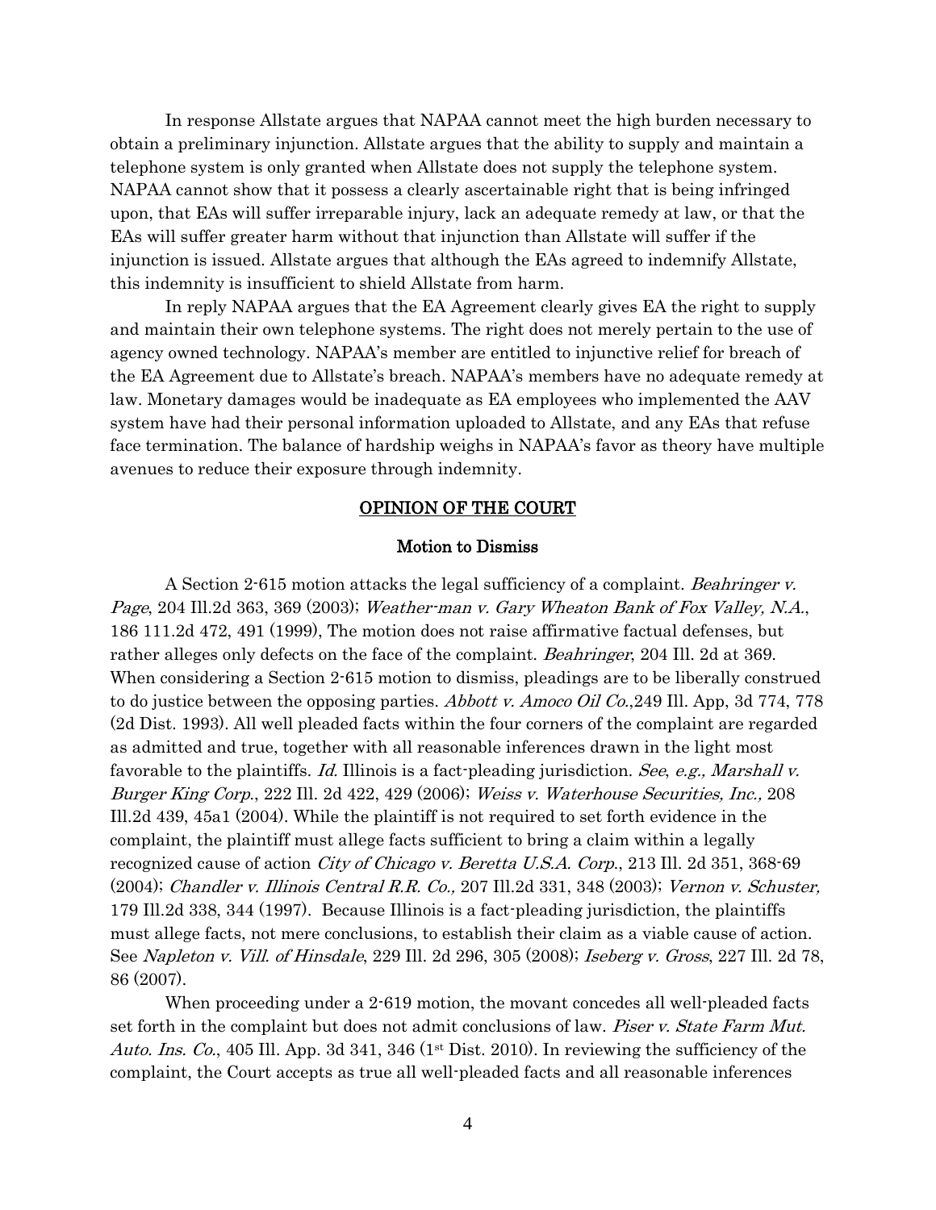In response Allstate argues that NAPAA cannot meet the high burden necessary to obtain a preliminary injunction. Allstate argues that the ability to supply and maintain a telephone system is only granted when Allstate does not supply the telephone system. NAPAA cannot show that it possess a clearly ascertainable right that is being infringed upon, that EAs will suffer irreparable injury, lack an adequate remedy at law, or that the EAs will suffer greater harm without that injunction than Allstate will suffer if the injunction is issued. Allstate argues that although the EAs agreed to indemnify Allstate, this indemnity is insufficient to shield Allstate from harm.

In reply NAPAA argues that the EA Agreement clearly gives EA the right to supply and maintain their own telephone systems. The right does not merely pertain to the use of agency owned technology. NAPAA's member are entitled to injunctive relief for breach of the EA Agreement due to Allstate's breach. NAPAA's members have no adequate remedy at law. Monetary damages would be inadequate as EA employees who implemented the AAV system have had their personal information uploaded to Allstate, and any EAs that refuse face termination. The balance of hardship weighs in NAPAA's favor as theory have multiple avenues to reduce their exposure through indemnity.

## OPINION OF THE COURT

### Motion to Dismiss

A Section 2-615 motion attacks the legal sufficiency of a complaint. *Beahringer v. Page*, 204 Ill.2d 363, 369 (2003); *Weather-man v. Gary Wheaton Bank of Fox Valley, N.A.*, 186 111.2d 472, 491 (1999), The motion does not raise affirmative factual defenses, but rather alleges only defects on the face of the complaint. *Beahringer*, 204 Ill. 2d at 369. When considering a Section 2-615 motion to dismiss, pleadings are to be liberally construed to do justice between the opposing parties. *Abbott v. Amoco Oil Co.*,249 Ill. App, 3d 774, 778 (2d Dist. 1993). All well pleaded facts within the four corners of the complaint are regarded as admitted and true, together with all reasonable inferences drawn in the light most favorable to the plaintiffs. *Id.* Illinois is a fact-pleading jurisdiction. *See, e.g., Marshall v. Burger King Corp.*, 222 Ill. 2d 422, 429 (2006); *Weiss v. Waterhouse Securities, Inc.,* 208 Ill.2d 439, 45a1 (2004). While the plaintiff is not required to set forth evidence in the complaint, the plaintiff must allege facts sufficient to bring a claim within a legally recognized cause of action *City of Chicago v. Beretta U.S.A. Corp.*, 213 Ill. 2d 351, 368-69 (2004); *Chandler v. Illinois Central R.R. Co.,* 207 Ill.2d 331, 348 (2003); *Vernon v. Schuster,* 179 Ill.2d 338, 344 (1997). Because Illinois is a fact-pleading jurisdiction, the plaintiffs must allege facts, not mere conclusions, to establish their claim as a viable cause of action. See *Napleton v. Vill. of Hinsdale*, 229 Ill. 2d 296, 305 (2008); *Iseberg v. Gross*, 227 Ill. 2d 78, 86 (2007).

When proceeding under a 2-619 motion, the movant concedes all well-pleaded facts set forth in the complaint but does not admit conclusions of law. *Piser v. State Farm Mut. Auto. Ins. Co.*, 405 Ill. App. 3d 341, 346 (1st Dist. 2010). In reviewing the sufficiency of the complaint, the Court accepts as true all well-pleaded facts and all reasonable inferences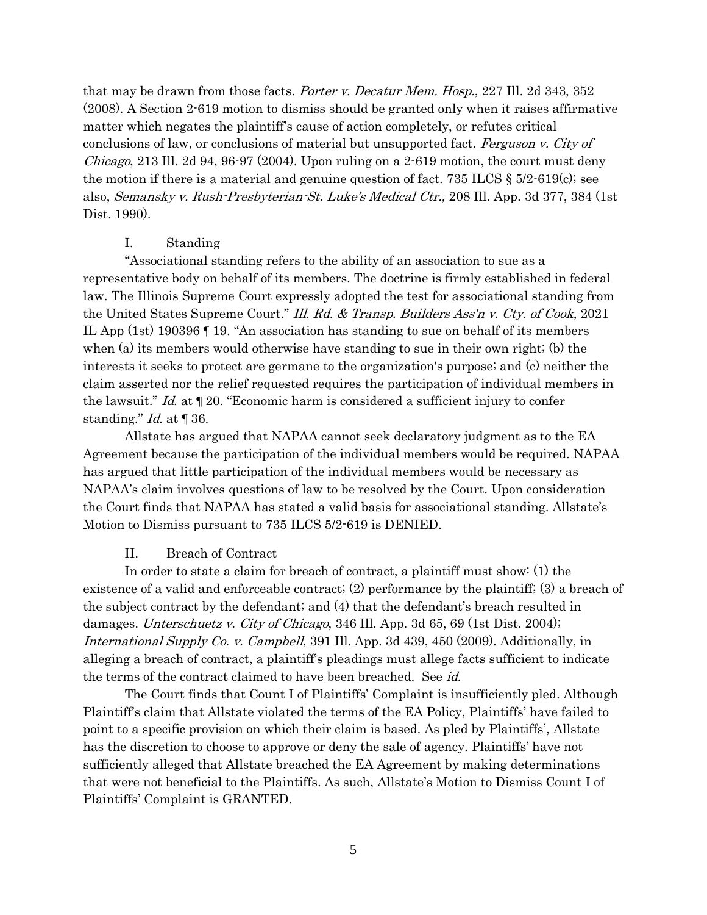that may be drawn from those facts. *Porter v. Decatur Mem. Hosp.*, 227 Ill. 2d 343, 352 (2008). A Section 2-619 motion to dismiss should be granted only when it raises affirmative matter which negates the plaintiff's cause of action completely, or refutes critical conclusions of law, or conclusions of material but unsupported fact. *Ferguson v. City of Chicago*, 213 Ill. 2d 94, 96-97 (2004). Upon ruling on a 2-619 motion, the court must deny the motion if there is a material and genuine question of fact. 735 ILCS § 5/2-619(c); see also, *Semansky v. Rush-Presbyterian-St. Luke's Medical Ctr.,* 208 Ill. App. 3d 377, 384 (1st Dist. 1990).

## I. Standing

"Associational standing refers to the ability of an association to sue as a representative body on behalf of its members. The doctrine is firmly established in federal law. The Illinois Supreme Court expressly adopted the test for associational standing from the United States Supreme Court." *Ill. Rd. & Transp. Builders Ass'n v. Cty. of Cook*, 2021 IL App (1st) 190396 ¶ 19. "An association has standing to sue on behalf of its members when (a) its members would otherwise have standing to sue in their own right; (b) the interests it seeks to protect are germane to the organization's purpose; and (c) neither the claim asserted nor the relief requested requires the participation of individual members in the lawsuit." *Id.* at ¶ 20. "Economic harm is considered a sufficient injury to confer standing." *Id.* at ¶ 36.

Allstate has argued that NAPAA cannot seek declaratory judgment as to the EA Agreement because the participation of the individual members would be required. NAPAA has argued that little participation of the individual members would be necessary as NAPAA's claim involves questions of law to be resolved by the Court. Upon consideration the Court finds that NAPAA has stated a valid basis for associational standing. Allstate's Motion to Dismiss pursuant to 735 ILCS 5/2-619 is DENIED.

## II. Breach of Contract

In order to state a claim for breach of contract, a plaintiff must show: (1) the existence of a valid and enforceable contract; (2) performance by the plaintiff; (3) a breach of the subject contract by the defendant; and (4) that the defendant's breach resulted in damages. *Unterschuetz v. City of Chicago*, 346 Ill. App. 3d 65, 69 (1st Dist. 2004); *International Supply Co. v. Campbell*, 391 Ill. App. 3d 439, 450 (2009). Additionally, in alleging a breach of contract, a plaintiff's pleadings must allege facts sufficient to indicate the terms of the contract claimed to have been breached. See *id.*

The Court finds that Count I of Plaintiffs' Complaint is insufficiently pled. Although Plaintiff's claim that Allstate violated the terms of the EA Policy, Plaintiffs' have failed to point to a specific provision on which their claim is based. As pled by Plaintiffs', Allstate has the discretion to choose to approve or deny the sale of agency. Plaintiffs' have not sufficiently alleged that Allstate breached the EA Agreement by making determinations that were not beneficial to the Plaintiffs. As such, Allstate's Motion to Dismiss Count I of Plaintiffs' Complaint is GRANTED.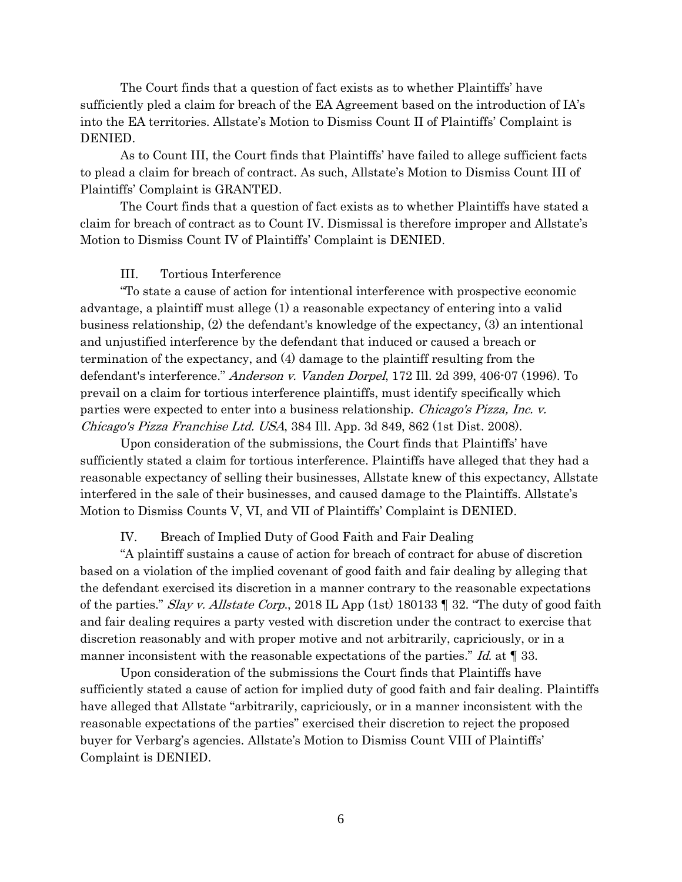The Court finds that a question of fact exists as to whether Plaintiffs' have sufficiently pled a claim for breach of the EA Agreement based on the introduction of IA's into the EA territories. Allstate's Motion to Dismiss Count II of Plaintiffs' Complaint is DENIED.

As to Count III, the Court finds that Plaintiffs' have failed to allege sufficient facts to plead a claim for breach of contract. As such, Allstate's Motion to Dismiss Count III of Plaintiffs' Complaint is GRANTED.

The Court finds that a question of fact exists as to whether Plaintiffs have stated a claim for breach of contract as to Count IV. Dismissal is therefore improper and Allstate's Motion to Dismiss Count IV of Plaintiffs' Complaint is DENIED.

### III. Tortious Interference

"To state a cause of action for intentional interference with prospective economic advantage, a plaintiff must allege (1) a reasonable expectancy of entering into a valid business relationship, (2) the defendant's knowledge of the expectancy, (3) an intentional and unjustified interference by the defendant that induced or caused a breach or termination of the expectancy, and (4) damage to the plaintiff resulting from the defendant's interference." *Anderson v. Vanden Dorpel*, 172 Ill. 2d 399, 406-07 (1996). To prevail on a claim for tortious interference plaintiffs, must identify specifically which parties were expected to enter into a business relationship. *Chicago's Pizza, Inc. v. Chicago's Pizza Franchise Ltd. USA*, 384 Ill. App. 3d 849, 862 (1st Dist. 2008).

Upon consideration of the submissions, the Court finds that Plaintiffs' have sufficiently stated a claim for tortious interference. Plaintiffs have alleged that they had a reasonable expectancy of selling their businesses, Allstate knew of this expectancy, Allstate interfered in the sale of their businesses, and caused damage to the Plaintiffs. Allstate's Motion to Dismiss Counts V, VI, and VII of Plaintiffs' Complaint is DENIED.

### IV. Breach of Implied Duty of Good Faith and Fair Dealing

"A plaintiff sustains a cause of action for breach of contract for abuse of discretion based on a violation of the implied covenant of good faith and fair dealing by alleging that the defendant exercised its discretion in a manner contrary to the reasonable expectations of the parties." *Slay v. Allstate Corp.*, 2018 IL App (1st) 180133 ¶ 32. "The duty of good faith and fair dealing requires a party vested with discretion under the contract to exercise that discretion reasonably and with proper motive and not arbitrarily, capriciously, or in a manner inconsistent with the reasonable expectations of the parties." *Id.* at ¶ 33.

Upon consideration of the submissions the Court finds that Plaintiffs have sufficiently stated a cause of action for implied duty of good faith and fair dealing. Plaintiffs have alleged that Allstate "arbitrarily, capriciously, or in a manner inconsistent with the reasonable expectations of the parties" exercised their discretion to reject the proposed buyer for Verbarg's agencies. Allstate's Motion to Dismiss Count VIII of Plaintiffs' Complaint is DENIED.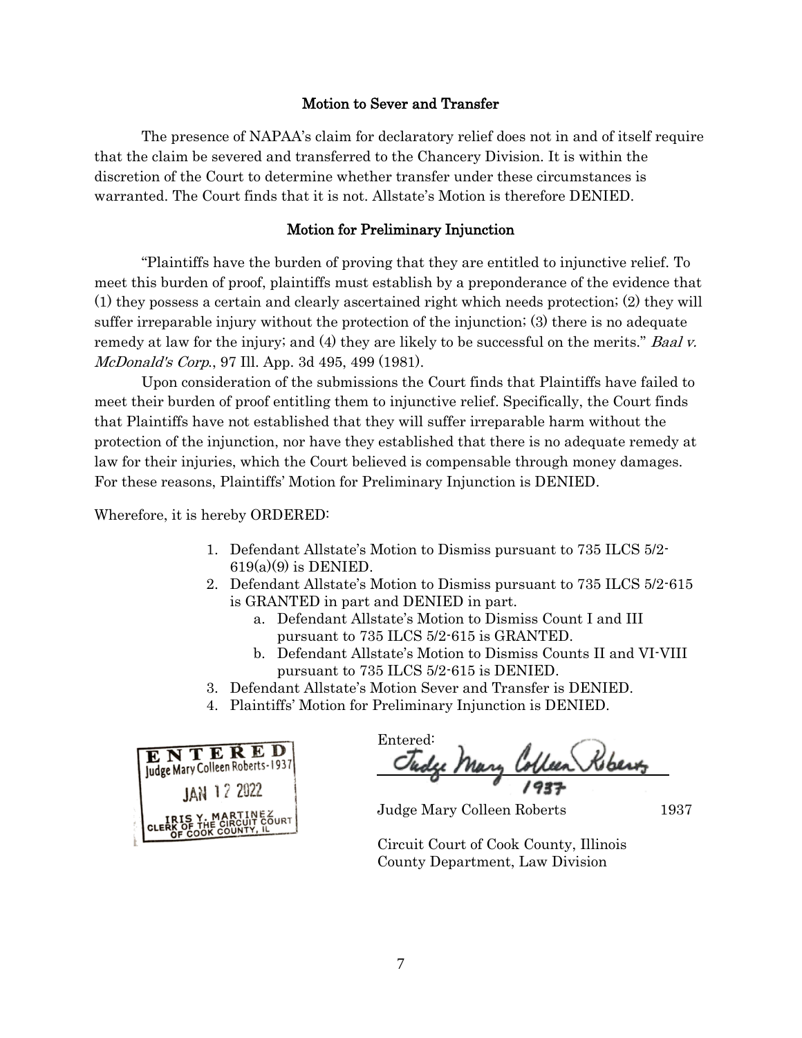### Motion to Sever and Transfer

The presence of NAPAA's claim for declaratory relief does not in and of itself require that the claim be severed and transferred to the Chancery Division. It is within the discretion of the Court to determine whether transfer under these circumstances is warranted. The Court finds that it is not. Allstate's Motion is therefore DENIED.

### Motion for Preliminary Injunction

"Plaintiffs have the burden of proving that they are entitled to injunctive relief. To meet this burden of proof, plaintiffs must establish by a preponderance of the evidence that (1) they possess a certain and clearly ascertained right which needs protection; (2) they will suffer irreparable injury without the protection of the injunction; (3) there is no adequate remedy at law for the injury; and (4) they are likely to be successful on the merits." *Baal v. McDonald's Corp.*, 97 Ill. App. 3d 495, 499 (1981).

Upon consideration of the submissions the Court finds that Plaintiffs have failed to meet their burden of proof entitling them to injunctive relief. Specifically, the Court finds that Plaintiffs have not established that they will suffer irreparable harm without the protection of the injunction, nor have they established that there is no adequate remedy at law for their injuries, which the Court believed is compensable through money damages. For these reasons, Plaintiffs' Motion for Preliminary Injunction is DENIED.

Wherefore, it is hereby ORDERED:

1. Defendant Allstate's Motion to Dismiss pursuant to 735 ILCS 5/2-619(a)(9) is DENIED.
2. Defendant Allstate's Motion to Dismiss pursuant to 735 ILCS 5/2-615 is GRANTED in part and DENIED in part.
   a. Defendant Allstate's Motion to Dismiss Count I and III pursuant to 735 ILCS 5/2-615 is GRANTED.
   b. Defendant Allstate's Motion to Dismiss Counts II and VI-VIII pursuant to 735 ILCS 5/2-615 is DENIED.
3. Defendant Allstate's Motion Sever and Transfer is DENIED.
4. Plaintiffs' Motion for Preliminary Injunction is DENIED.

ENTERED
Judge Mary Colleen Roberts-1937
JAN 12 2022
IRIS Y. MARTINEZ
CLERK OF THE CIRCUIT COURT
OF COOK COUNTY, IL

Entered:

Judge Mary Colleen Roberts 1937

Judge Mary Colleen Roberts 1937

Circuit Court of Cook County, Illinois
County Department, Law Division